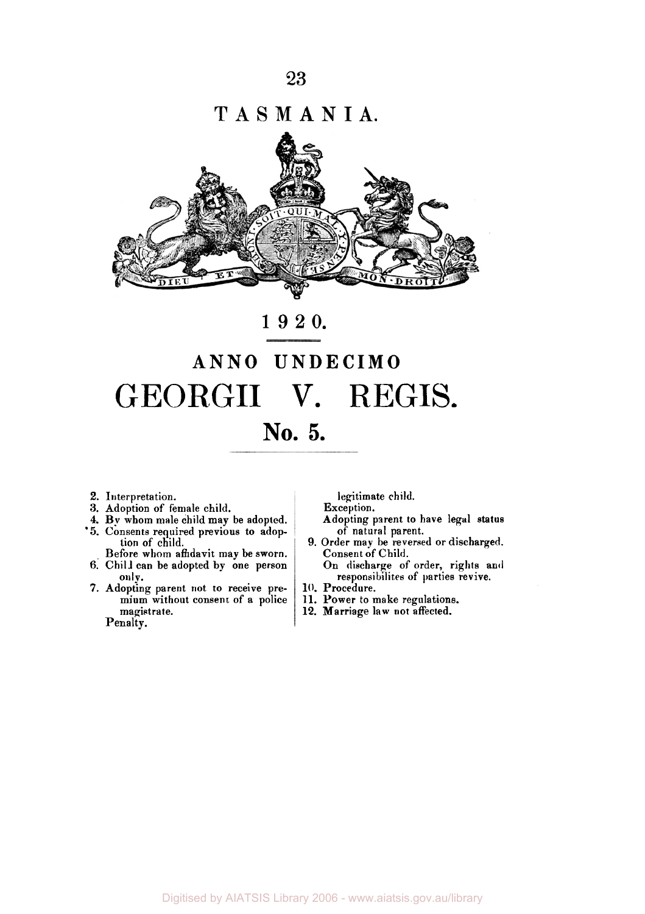# TASMANIA.

## 1920.

# ANNO UNDECIMO
# GEORGII V. REGIS.

## No. 5.

2. Interpretation.
3. Adoption of female child.
4. By whom male child may be adopted.
5. Consents required previous to adoption of child.
   Before whom affidavit may be sworn.
6. Child can be adopted by one person only.
7. Adopting parent not to receive premium without consent of a police magistrate.
   Penalty.
   legitimate child.
   Exception.
   Adopting parent to have legal status of natural parent.
9. Order may be reversed or discharged.
   Consent of Child.
   On discharge of order, rights and responsibilites of parties revive.
10. Procedure.
11. Power to make regulations.
12. Marriage law not affected.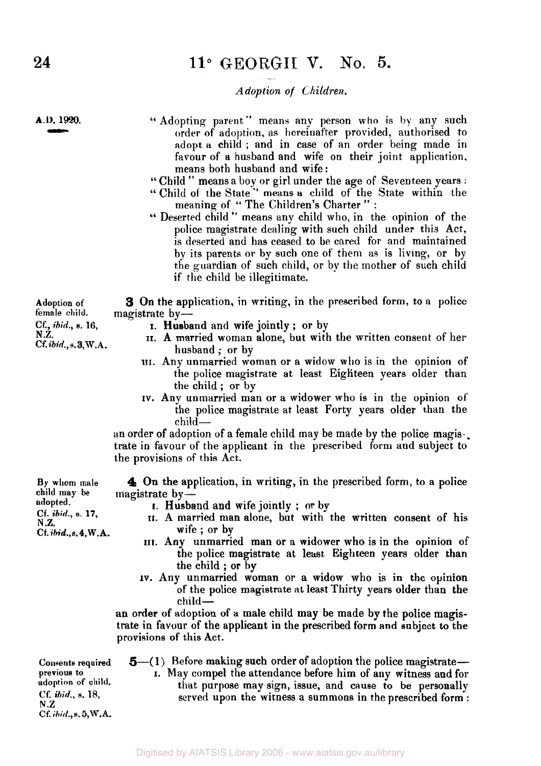*Adoption of Children.*

A.D. 1920.

"Adopting parent" means any person who is by any such order of adoption, as hereinafter provided, authorised to adopt a child ; and in case of an order being made in favour of a husband and wife on their joint application, means both husband and wife :

"Child" means a boy or girl under the age of Seventeen years :

"Child of the State" means a child of the State within the meaning of "The Children's Charter" :

"Deserted child" means any child who, in the opinion of the police magistrate dealing with such child under this Act, is deserted and has ceased to be cared for and maintained by its parents or by such one of them as is living, or by the guardian of such child, or by the mother of such child if the child be illegitimate.

Adoption of female child. Cf., *ibid.*, s. 16, N.Z. Cf. *ibid.*, s. 3, W.A.

**3** On the application, in writing, in the prescribed form, to a police magistrate by—

I. Husband and wife jointly ; or by

II. A married woman alone, but with the written consent of her husband ; or by

III. Any unmarried woman or a widow who is in the opinion of the police magistrate at least Eighteen years older than the child ; or by

IV. Any unmarried man or a widower who is in the opinion of the police magistrate at least Forty years older than the child—

an order of adoption of a female child may be made by the police magistrate in favour of the applicant in the prescribed form and subject to the provisions of this Act.

By whom male child may be adopted. Cf. *ibid.*, s. 17, N.Z. Cf. *ibid.*, s. 4, W.A.

**4** On the application, in writing, in the prescribed form, to a police magistrate by—

I. Husband and wife jointly ; or by

II. A married man alone, but with the written consent of his wife ; or by

III. Any unmarried man or a widower who is in the opinion of the police magistrate at least Eighteen years older than the child ; or by

IV. Any unmarried woman or a widow who is in the opinion of the police magistrate at least Thirty years older than the child—

an order of adoption of a male child may be made by the police magistrate in favour of the applicant in the prescribed form and subject to the provisions of this Act.

Consents required previous to adoption of child. Cf. *ibid.*, s. 18, N.Z. Cf. *ibid.*, s. 5, W.A.

**5**—(1) Before making such order of adoption the police magistrate—

I. May compel the attendance before him of any witness and for that purpose may sign, issue, and cause to be personally served upon the witness a summons in the prescribed form :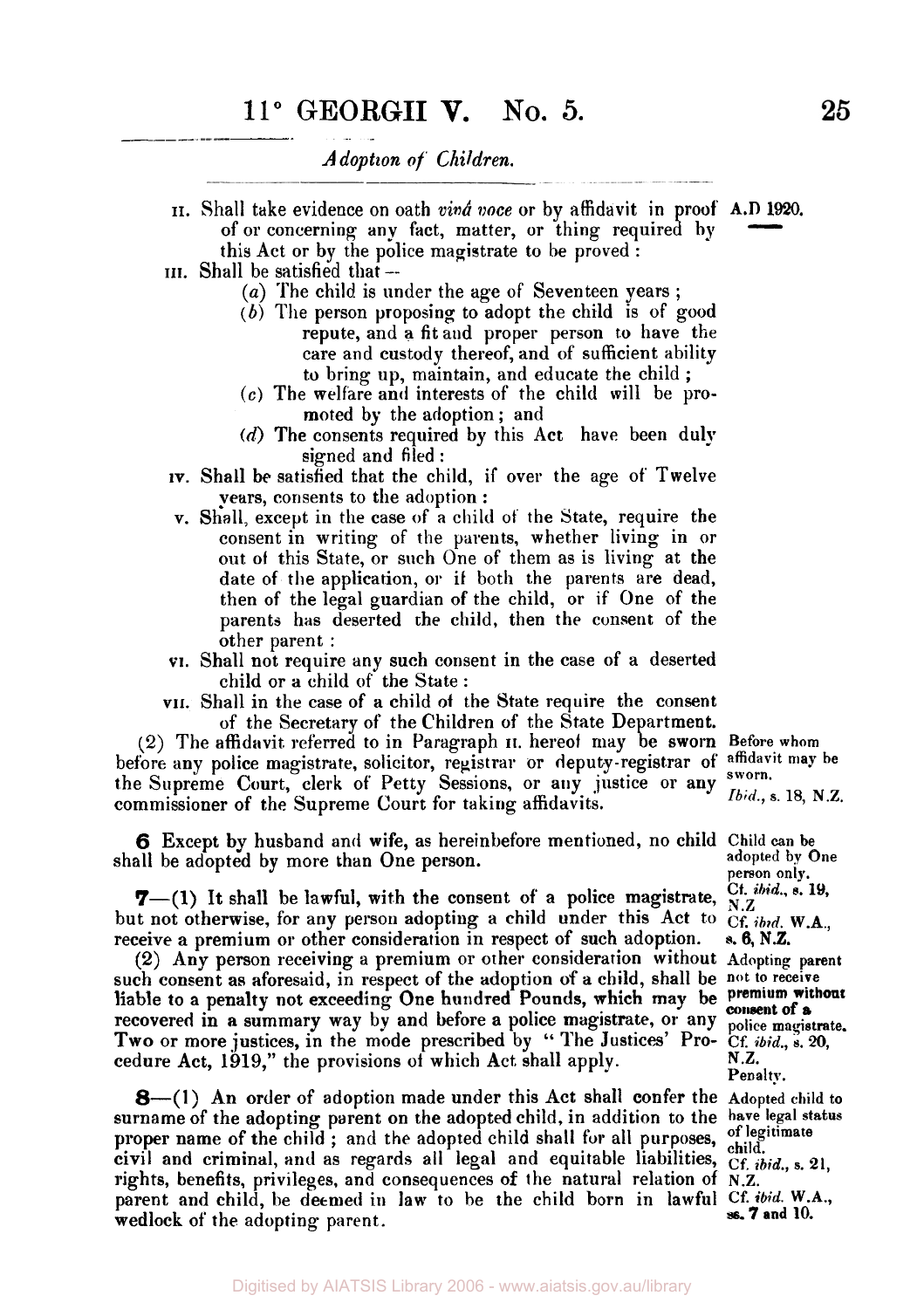II. Shall take evidence on oath *vivâ voce* or by affidavit in proof of or concerning any fact, matter, or thing required by this Act or by the police magistrate to be proved:

III. Shall be satisfied that—

- (*a*) The child is under the age of Seventeen years;
- (*b*) The person proposing to adopt the child is of good repute, and a fit and proper person to have the care and custody thereof, and of sufficient ability to bring up, maintain, and educate the child;
- (*c*) The welfare and interests of the child will be promoted by the adoption; and
- (*d*) The consents required by this Act have been duly signed and filed:

IV. Shall be satisfied that the child, if over the age of Twelve years, consents to the adoption:

V. Shall, except in the case of a child of the State, require the consent in writing of the parents, whether living in or out of this State, or such One of them as is living at the date of the application, or if both the parents are dead, then of the legal guardian of the child, or if One of the parents has deserted the child, then the consent of the other parent:

VI. Shall not require any such consent in the case of a deserted child or a child of the State:

VII. Shall in the case of a child of the State require the consent of the Secretary of the Children of the State Department.

(2) The affidavit referred to in Paragraph II. hereof may be sworn before any police magistrate, solicitor, registrar or deputy-registrar of the Supreme Court, clerk of Petty Sessions, or any justice or any commissioner of the Supreme Court for taking affidavits.

*Before whom affidavit may be sworn. Ibid., s. 18, N.Z.*

**6** Except by husband and wife, as hereinbefore mentioned, no child shall be adopted by more than One person.

*Child can be adopted by One person only. Cf. ibid., s. 19, N.Z*

**7**—(1) It shall be lawful, with the consent of a police magistrate, but not otherwise, for any person adopting a child under this Act to receive a premium or other consideration in respect of such adoption.

*Cf. ibid. W.A., s. 6, N.Z.*

(2) Any person receiving a premium or other consideration without such consent as aforesaid, in respect of the adoption of a child, shall be liable to a penalty not exceeding One hundred Pounds, which may be recovered in a summary way by and before a police magistrate, or any Two or more justices, in the mode prescribed by "The Justices' Procedure Act, 1919," the provisions of which Act shall apply.

*Adopting parent not to receive premium without consent of a police magistrate. Cf. ibid., s. 20, N.Z. Penalty.*

**8**—(1) An order of adoption made under this Act shall confer the surname of the adopting parent on the adopted child, in addition to the proper name of the child; and the adopted child shall for all purposes, civil and criminal, and as regards all legal and equitable liabilities, rights, benefits, privileges, and consequences of the natural relation of parent and child, be deemed in law to be the child born in lawful wedlock of the adopting parent.

*Adopted child to have legal status of legitimate child. Cf. ibid., s. 21, N.Z. Cf. ibid. W.A., ss. 7 and 10.*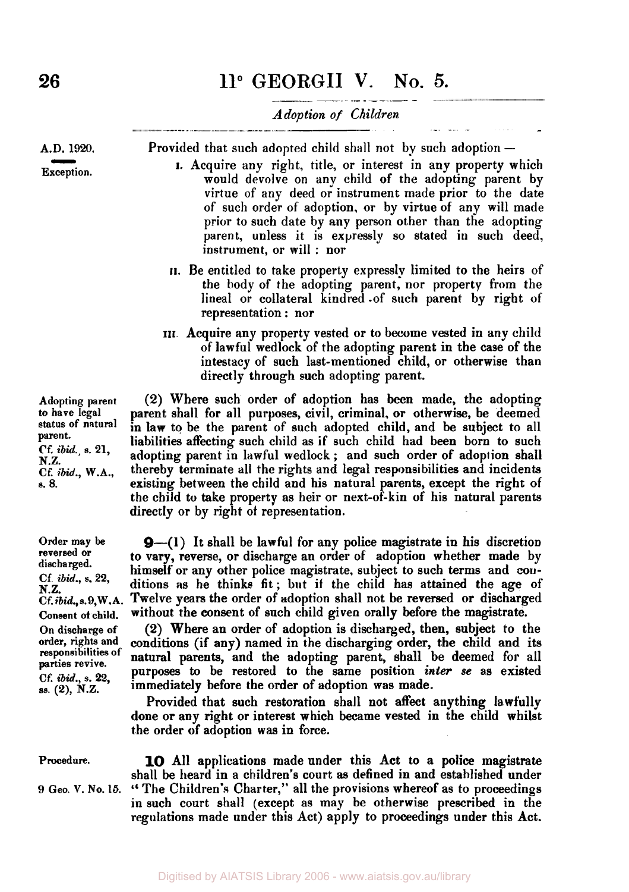Provided that such adopted child shall not by such adoption —

*Exception.*

I. Acquire any right, title, or interest in any property which would devolve on any child of the adopting parent by virtue of any deed or instrument made prior to the date of such order of adoption, or by virtue of any will made prior to such date by any person other than the adopting parent, unless it is expressly so stated in such deed, instrument, or will : nor

II. Be entitled to take property expressly limited to the heirs of the body of the adopting parent, nor property from the lineal or collateral kindred of such parent by right of representation : nor

III. Acquire any property vested or to become vested in any child of lawful wedlock of the adopting parent in the case of the intestacy of such last-mentioned child, or otherwise than directly through such adopting parent.

*Adopting parent to have legal status of natural parent. Cf. ibid., s. 21, N.Z. Cf. ibid., W.A., s. 8.*

(2) Where such order of adoption has been made, the adopting parent shall for all purposes, civil, criminal, or otherwise, be deemed in law to be the parent of such adopted child, and be subject to all liabilities affecting such child as if such child had been born to such adopting parent in lawful wedlock ; and such order of adoption shall thereby terminate all the rights and legal responsibilities and incidents existing between the child and his natural parents, except the right of the child to take property as heir or next-of-kin of his natural parents directly or by right of representation.

*Order may be reversed or discharged. Cf. ibid., s. 22, N.Z. Cf. ibid., s. 9, W.A.*

*Consent of child.*

**9**—(1) It shall be lawful for any police magistrate in his discretion to vary, reverse, or discharge an order of adoption whether made by himself or any other police magistrate, subject to such terms and conditions as he thinks fit ; but if the child has attained the age of Twelve years the order of adoption shall not be reversed or discharged without the consent of such child given orally before the magistrate.

*On discharge of order, rights and responsibilities of parties revive. Cf. ibid., s. 22, ss. (2), N.Z.*

(2) Where an order of adoption is discharged, then, subject to the conditions (if any) named in the discharging order, the child and its natural parents, and the adopting parent, shall be deemed for all purposes to be restored to the same position *inter se* as existed immediately before the order of adoption was made.

Provided that such restoration shall not affect anything lawfully done or any right or interest which became vested in the child whilst the order of adoption was in force.

*Procedure.*

*9 Geo. V. No. 15.*

**10** All applications made under this Act to a police magistrate shall be heard in a children's court as defined in and established under "The Children's Charter," all the provisions whereof as to proceedings in such court shall (except as may be otherwise prescribed in the regulations made under this Act) apply to proceedings under this Act.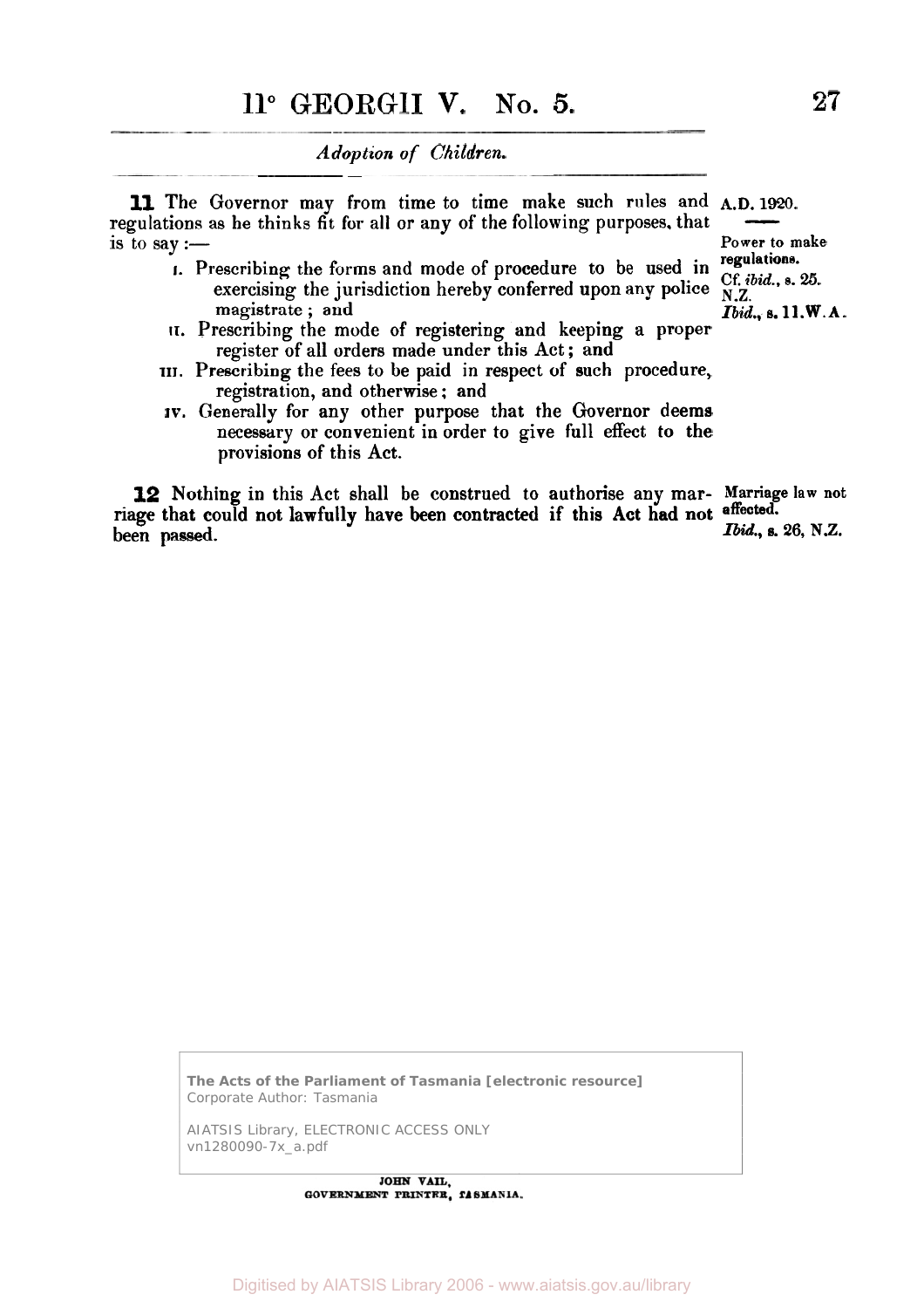*Adoption of Children.*

**11** The Governor may from time to time make such rules and regulations as he thinks fit for all or any of the following purposes, that is to say:—

A.D. 1920.

Power to make regulations.
Cf. *ibid.*, s. 25. N.Z.
*Ibid.*, s. 11. W.A.

- I. Prescribing the forms and mode of procedure to be used in exercising the jurisdiction hereby conferred upon any police magistrate; and
- II. Prescribing the mode of registering and keeping a proper register of all orders made under this Act; and
- III. Prescribing the fees to be paid in respect of such procedure, registration, and otherwise; and
- IV. Generally for any other purpose that the Governor deems necessary or convenient in order to give full effect to the provisions of this Act.

**12** Nothing in this Act shall be construed to authorise any marriage that could not lawfully have been contracted if this Act had not been passed.

Marriage law not affected.
*Ibid.*, s. 26, N.Z.

JOHN VAIL,
GOVERNMENT PRINTER, TASMANIA.